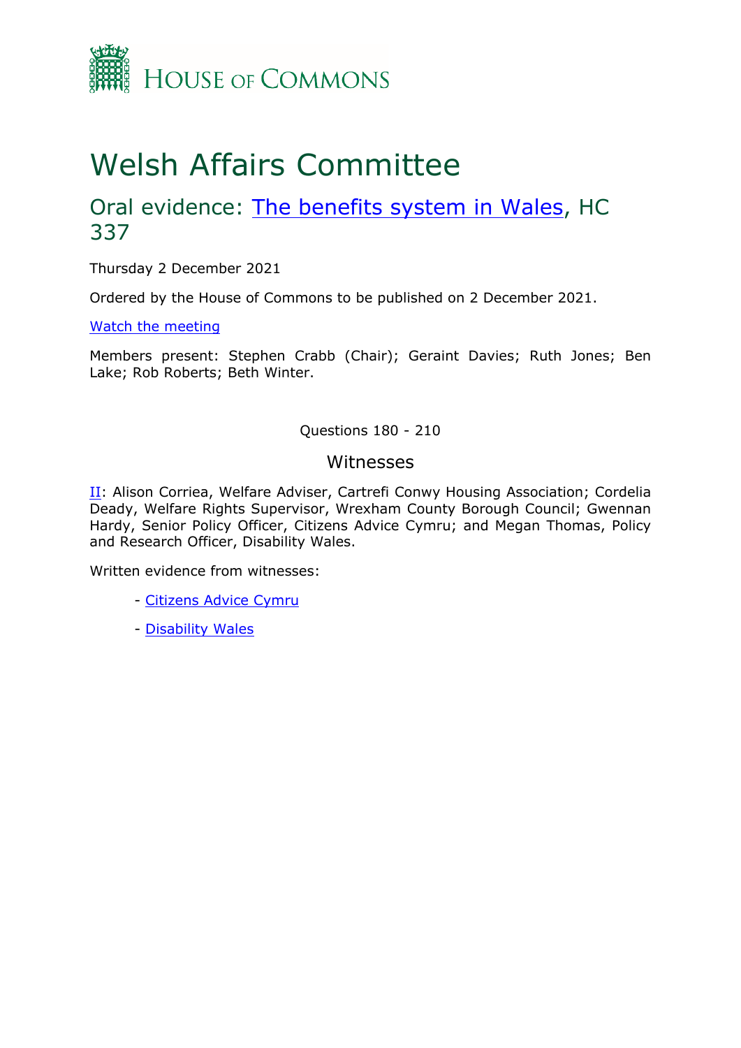House of Commons

# Welsh Affairs Committee

## Oral evidence: [The benefits system in Wales](), HC 337

Thursday 2 December 2021

Ordered by the House of Commons to be published on 2 December 2021.

[Watch the meeting]()

Members present: Stephen Crabb (Chair); Geraint Davies; Ruth Jones; Ben Lake; Rob Roberts; Beth Winter.

Questions 180 - 210

### Witnesses

[II](): Alison Corriea, Welfare Adviser, Cartrefi Conwy Housing Association; Cordelia Deady, Welfare Rights Supervisor, Wrexham County Borough Council; Gwennan Hardy, Senior Policy Officer, Citizens Advice Cymru; and Megan Thomas, Policy and Research Officer, Disability Wales.

Written evidence from witnesses:

- [Citizens Advice Cymru]()
- [Disability Wales]()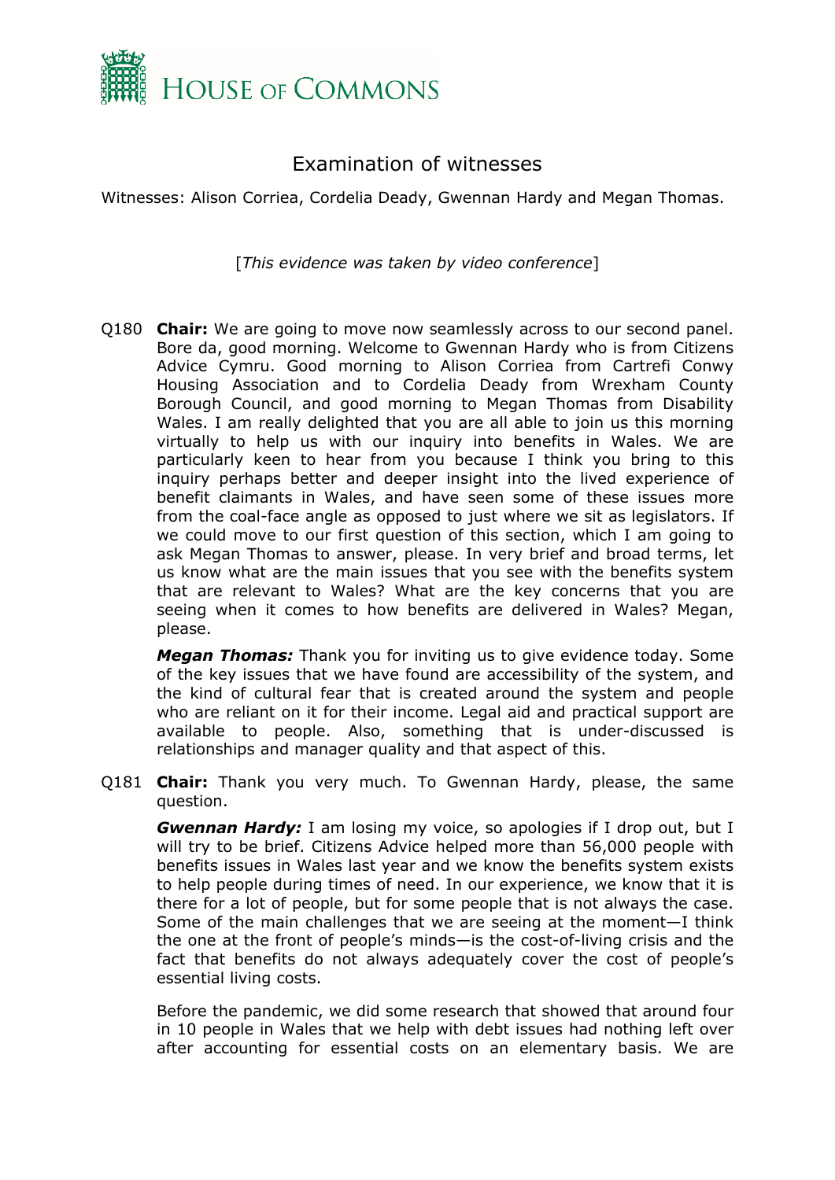# Examination of witnesses

Witnesses: Alison Corriea, Cordelia Deady, Gwennan Hardy and Megan Thomas.

[*This evidence was taken by video conference*]

Q180 **Chair:** We are going to move now seamlessly across to our second panel. Bore da, good morning. Welcome to Gwennan Hardy who is from Citizens Advice Cymru. Good morning to Alison Corriea from Cartrefi Conwy Housing Association and to Cordelia Deady from Wrexham County Borough Council, and good morning to Megan Thomas from Disability Wales. I am really delighted that you are all able to join us this morning virtually to help us with our inquiry into benefits in Wales. We are particularly keen to hear from you because I think you bring to this inquiry perhaps better and deeper insight into the lived experience of benefit claimants in Wales, and have seen some of these issues more from the coal-face angle as opposed to just where we sit as legislators. If we could move to our first question of this section, which I am going to ask Megan Thomas to answer, please. In very brief and broad terms, let us know what are the main issues that you see with the benefits system that are relevant to Wales? What are the key concerns that you are seeing when it comes to how benefits are delivered in Wales? Megan, please.

***Megan Thomas:*** Thank you for inviting us to give evidence today. Some of the key issues that we have found are accessibility of the system, and the kind of cultural fear that is created around the system and people who are reliant on it for their income. Legal aid and practical support are available to people. Also, something that is under-discussed is relationships and manager quality and that aspect of this.

Q181 **Chair:** Thank you very much. To Gwennan Hardy, please, the same question.

***Gwennan Hardy:*** I am losing my voice, so apologies if I drop out, but I will try to be brief. Citizens Advice helped more than 56,000 people with benefits issues in Wales last year and we know the benefits system exists to help people during times of need. In our experience, we know that it is there for a lot of people, but for some people that is not always the case. Some of the main challenges that we are seeing at the moment—I think the one at the front of people's minds—is the cost-of-living crisis and the fact that benefits do not always adequately cover the cost of people's essential living costs.

Before the pandemic, we did some research that showed that around four in 10 people in Wales that we help with debt issues had nothing left over after accounting for essential costs on an elementary basis. We are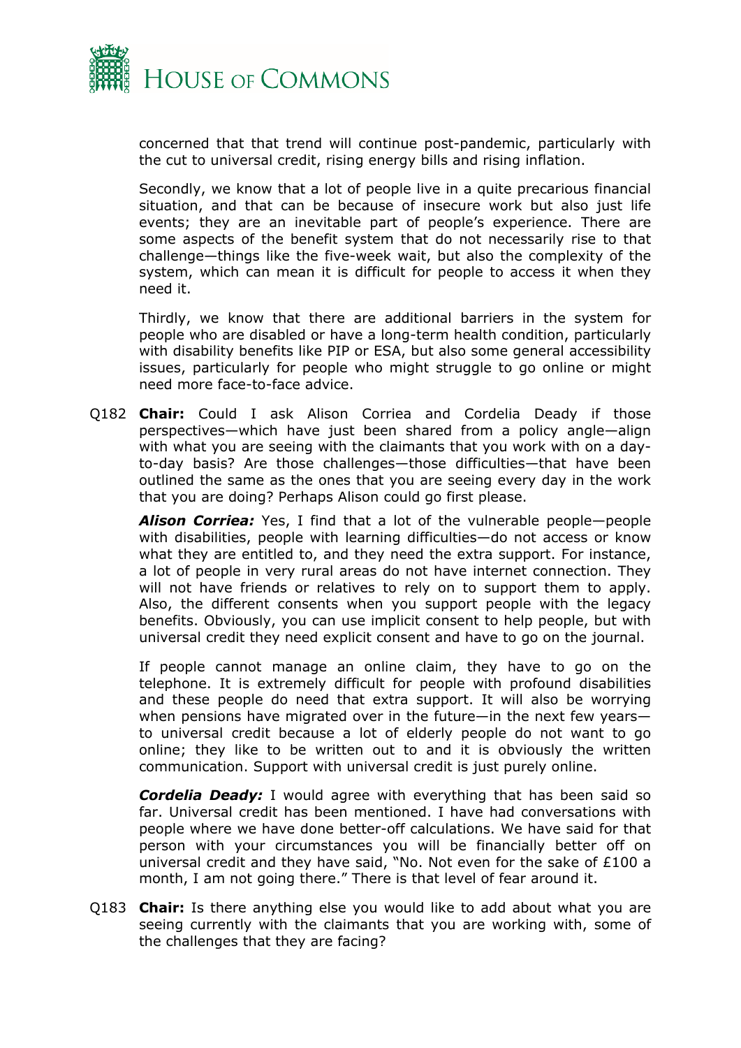concerned that that trend will continue post-pandemic, particularly with the cut to universal credit, rising energy bills and rising inflation.

Secondly, we know that a lot of people live in a quite precarious financial situation, and that can be because of insecure work but also just life events; they are an inevitable part of people's experience. There are some aspects of the benefit system that do not necessarily rise to that challenge—things like the five-week wait, but also the complexity of the system, which can mean it is difficult for people to access it when they need it.

Thirdly, we know that there are additional barriers in the system for people who are disabled or have a long-term health condition, particularly with disability benefits like PIP or ESA, but also some general accessibility issues, particularly for people who might struggle to go online or might need more face-to-face advice.

Q182 **Chair:** Could I ask Alison Corriea and Cordelia Deady if those perspectives—which have just been shared from a policy angle—align with what you are seeing with the claimants that you work with on a day-to-day basis? Are those challenges—those difficulties—that have been outlined the same as the ones that you are seeing every day in the work that you are doing? Perhaps Alison could go first please.

***Alison Corriea:*** Yes, I find that a lot of the vulnerable people—people with disabilities, people with learning difficulties—do not access or know what they are entitled to, and they need the extra support. For instance, a lot of people in very rural areas do not have internet connection. They will not have friends or relatives to rely on to support them to apply. Also, the different consents when you support people with the legacy benefits. Obviously, you can use implicit consent to help people, but with universal credit they need explicit consent and have to go on the journal.

If people cannot manage an online claim, they have to go on the telephone. It is extremely difficult for people with profound disabilities and these people do need that extra support. It will also be worrying when pensions have migrated over in the future—in the next few years—to universal credit because a lot of elderly people do not want to go online; they like to be written out to and it is obviously the written communication. Support with universal credit is just purely online.

***Cordelia Deady:*** I would agree with everything that has been said so far. Universal credit has been mentioned. I have had conversations with people where we have done better-off calculations. We have said for that person with your circumstances you will be financially better off on universal credit and they have said, "No. Not even for the sake of £100 a month, I am not going there." There is that level of fear around it.

Q183 **Chair:** Is there anything else you would like to add about what you are seeing currently with the claimants that you are working with, some of the challenges that they are facing?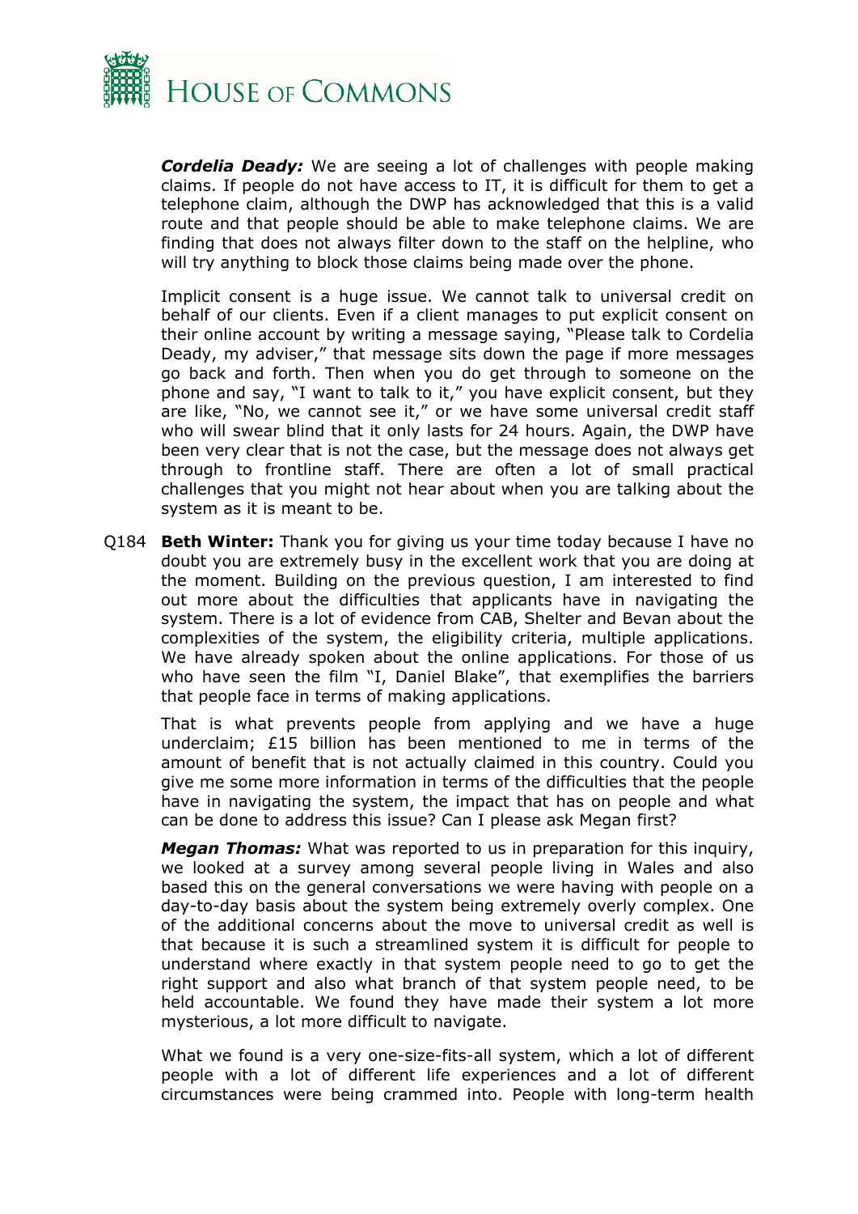***Cordelia Deady:*** We are seeing a lot of challenges with people making claims. If people do not have access to IT, it is difficult for them to get a telephone claim, although the DWP has acknowledged that this is a valid route and that people should be able to make telephone claims. We are finding that does not always filter down to the staff on the helpline, who will try anything to block those claims being made over the phone.

Implicit consent is a huge issue. We cannot talk to universal credit on behalf of our clients. Even if a client manages to put explicit consent on their online account by writing a message saying, "Please talk to Cordelia Deady, my adviser," that message sits down the page if more messages go back and forth. Then when you do get through to someone on the phone and say, "I want to talk to it," you have explicit consent, but they are like, "No, we cannot see it," or we have some universal credit staff who will swear blind that it only lasts for 24 hours. Again, the DWP have been very clear that is not the case, but the message does not always get through to frontline staff. There are often a lot of small practical challenges that you might not hear about when you are talking about the system as it is meant to be.

Q184 **Beth Winter:** Thank you for giving us your time today because I have no doubt you are extremely busy in the excellent work that you are doing at the moment. Building on the previous question, I am interested to find out more about the difficulties that applicants have in navigating the system. There is a lot of evidence from CAB, Shelter and Bevan about the complexities of the system, the eligibility criteria, multiple applications. We have already spoken about the online applications. For those of us who have seen the film "I, Daniel Blake", that exemplifies the barriers that people face in terms of making applications.

That is what prevents people from applying and we have a huge underclaim; £15 billion has been mentioned to me in terms of the amount of benefit that is not actually claimed in this country. Could you give me some more information in terms of the difficulties that the people have in navigating the system, the impact that has on people and what can be done to address this issue? Can I please ask Megan first?

***Megan Thomas:*** What was reported to us in preparation for this inquiry, we looked at a survey among several people living in Wales and also based this on the general conversations we were having with people on a day-to-day basis about the system being extremely overly complex. One of the additional concerns about the move to universal credit as well is that because it is such a streamlined system it is difficult for people to understand where exactly in that system people need to go to get the right support and also what branch of that system people need, to be held accountable. We found they have made their system a lot more mysterious, a lot more difficult to navigate.

What we found is a very one-size-fits-all system, which a lot of different people with a lot of different life experiences and a lot of different circumstances were being crammed into. People with long-term health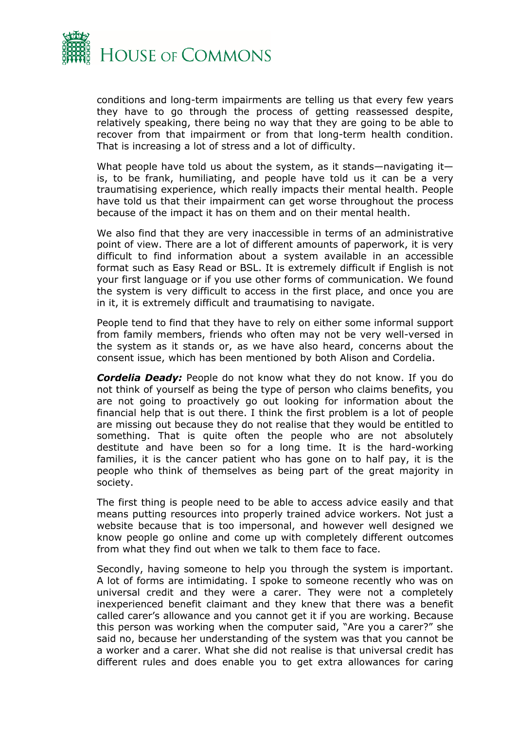conditions and long-term impairments are telling us that every few years they have to go through the process of getting reassessed despite, relatively speaking, there being no way that they are going to be able to recover from that impairment or from that long-term health condition. That is increasing a lot of stress and a lot of difficulty.

What people have told us about the system, as it stands—navigating it—is, to be frank, humiliating, and people have told us it can be a very traumatising experience, which really impacts their mental health. People have told us that their impairment can get worse throughout the process because of the impact it has on them and on their mental health.

We also find that they are very inaccessible in terms of an administrative point of view. There are a lot of different amounts of paperwork, it is very difficult to find information about a system available in an accessible format such as Easy Read or BSL. It is extremely difficult if English is not your first language or if you use other forms of communication. We found the system is very difficult to access in the first place, and once you are in it, it is extremely difficult and traumatising to navigate.

People tend to find that they have to rely on either some informal support from family members, friends who often may not be very well-versed in the system as it stands or, as we have also heard, concerns about the consent issue, which has been mentioned by both Alison and Cordelia.

***Cordelia Deady:*** People do not know what they do not know. If you do not think of yourself as being the type of person who claims benefits, you are not going to proactively go out looking for information about the financial help that is out there. I think the first problem is a lot of people are missing out because they do not realise that they would be entitled to something. That is quite often the people who are not absolutely destitute and have been so for a long time. It is the hard-working families, it is the cancer patient who has gone on to half pay, it is the people who think of themselves as being part of the great majority in society.

The first thing is people need to be able to access advice easily and that means putting resources into properly trained advice workers. Not just a website because that is too impersonal, and however well designed we know people go online and come up with completely different outcomes from what they find out when we talk to them face to face.

Secondly, having someone to help you through the system is important. A lot of forms are intimidating. I spoke to someone recently who was on universal credit and they were a carer. They were not a completely inexperienced benefit claimant and they knew that there was a benefit called carer's allowance and you cannot get it if you are working. Because this person was working when the computer said, "Are you a carer?" she said no, because her understanding of the system was that you cannot be a worker and a carer. What she did not realise is that universal credit has different rules and does enable you to get extra allowances for caring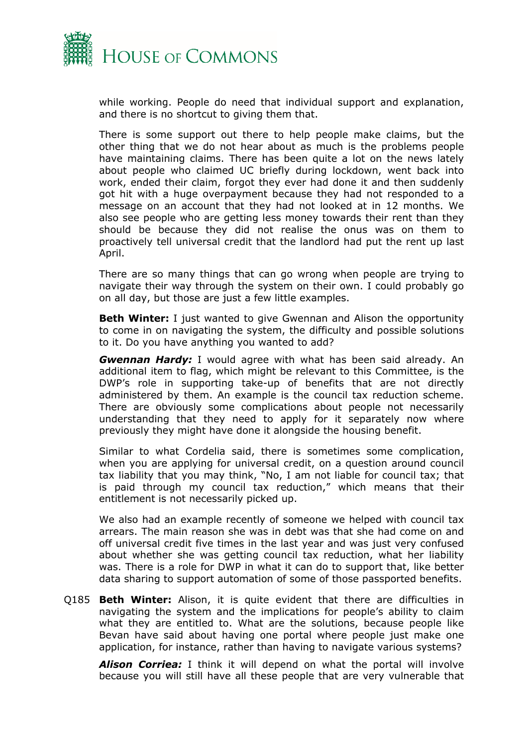while working. People do need that individual support and explanation, and there is no shortcut to giving them that.

There is some support out there to help people make claims, but the other thing that we do not hear about as much is the problems people have maintaining claims. There has been quite a lot on the news lately about people who claimed UC briefly during lockdown, went back into work, ended their claim, forgot they ever had done it and then suddenly got hit with a huge overpayment because they had not responded to a message on an account that they had not looked at in 12 months. We also see people who are getting less money towards their rent than they should be because they did not realise the onus was on them to proactively tell universal credit that the landlord had put the rent up last April.

There are so many things that can go wrong when people are trying to navigate their way through the system on their own. I could probably go on all day, but those are just a few little examples.

**Beth Winter:** I just wanted to give Gwennan and Alison the opportunity to come in on navigating the system, the difficulty and possible solutions to it. Do you have anything you wanted to add?

***Gwennan Hardy:*** I would agree with what has been said already. An additional item to flag, which might be relevant to this Committee, is the DWP's role in supporting take-up of benefits that are not directly administered by them. An example is the council tax reduction scheme. There are obviously some complications about people not necessarily understanding that they need to apply for it separately now where previously they might have done it alongside the housing benefit.

Similar to what Cordelia said, there is sometimes some complication, when you are applying for universal credit, on a question around council tax liability that you may think, "No, I am not liable for council tax; that is paid through my council tax reduction," which means that their entitlement is not necessarily picked up.

We also had an example recently of someone we helped with council tax arrears. The main reason she was in debt was that she had come on and off universal credit five times in the last year and was just very confused about whether she was getting council tax reduction, what her liability was. There is a role for DWP in what it can do to support that, like better data sharing to support automation of some of those passported benefits.

Q185 **Beth Winter:** Alison, it is quite evident that there are difficulties in navigating the system and the implications for people's ability to claim what they are entitled to. What are the solutions, because people like Bevan have said about having one portal where people just make one application, for instance, rather than having to navigate various systems?

***Alison Correia:*** I think it will depend on what the portal will involve because you will still have all these people that are very vulnerable that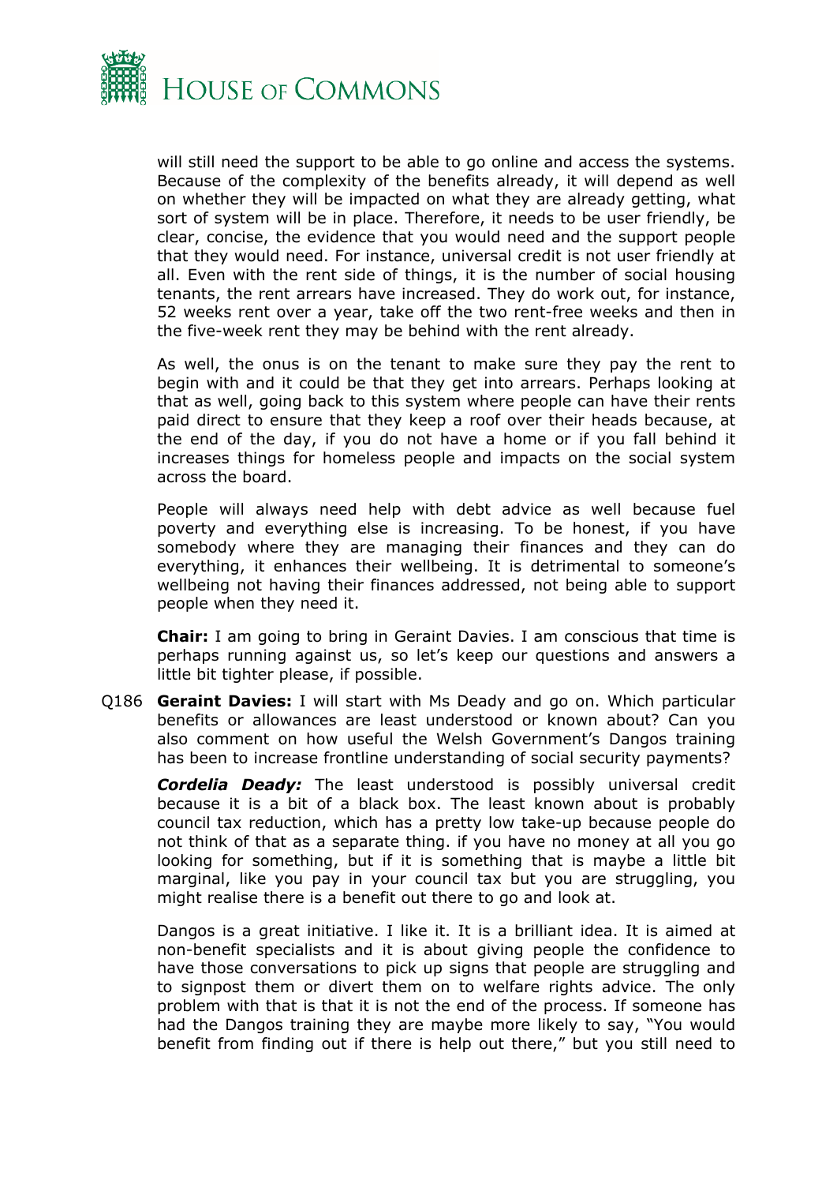will still need the support to be able to go online and access the systems. Because of the complexity of the benefits already, it will depend as well on whether they will be impacted on what they are already getting, what sort of system will be in place. Therefore, it needs to be user friendly, be clear, concise, the evidence that you would need and the support people that they would need. For instance, universal credit is not user friendly at all. Even with the rent side of things, it is the number of social housing tenants, the rent arrears have increased. They do work out, for instance, 52 weeks rent over a year, take off the two rent-free weeks and then in the five-week rent they may be behind with the rent already.

As well, the onus is on the tenant to make sure they pay the rent to begin with and it could be that they get into arrears. Perhaps looking at that as well, going back to this system where people can have their rents paid direct to ensure that they keep a roof over their heads because, at the end of the day, if you do not have a home or if you fall behind it increases things for homeless people and impacts on the social system across the board.

People will always need help with debt advice as well because fuel poverty and everything else is increasing. To be honest, if you have somebody where they are managing their finances and they can do everything, it enhances their wellbeing. It is detrimental to someone's wellbeing not having their finances addressed, not being able to support people when they need it.

**Chair:** I am going to bring in Geraint Davies. I am conscious that time is perhaps running against us, so let's keep our questions and answers a little bit tighter please, if possible.

Q186 **Geraint Davies:** I will start with Ms Deady and go on. Which particular benefits or allowances are least understood or known about? Can you also comment on how useful the Welsh Government's Dangos training has been to increase frontline understanding of social security payments?

***Cordelia Deady:*** The least understood is possibly universal credit because it is a bit of a black box. The least known about is probably council tax reduction, which has a pretty low take-up because people do not think of that as a separate thing. if you have no money at all you go looking for something, but if it is something that is maybe a little bit marginal, like you pay in your council tax but you are struggling, you might realise there is a benefit out there to go and look at.

Dangos is a great initiative. I like it. It is a brilliant idea. It is aimed at non-benefit specialists and it is about giving people the confidence to have those conversations to pick up signs that people are struggling and to signpost them or divert them on to welfare rights advice. The only problem with that is that it is not the end of the process. If someone has had the Dangos training they are maybe more likely to say, "You would benefit from finding out if there is help out there," but you still need to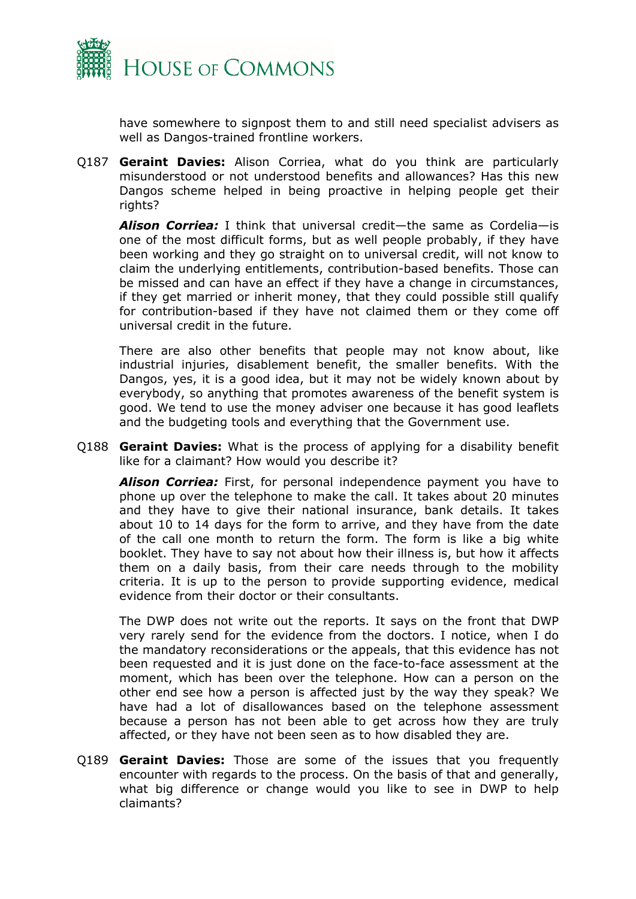have somewhere to signpost them to and still need specialist advisers as well as Dangos-trained frontline workers.

Q187 **Geraint Davies:** Alison Corriea, what do you think are particularly misunderstood or not understood benefits and allowances? Has this new Dangos scheme helped in being proactive in helping people get their rights?

***Alison Corriea:*** I think that universal credit—the same as Cordelia—is one of the most difficult forms, but as well people probably, if they have been working and they go straight on to universal credit, will not know to claim the underlying entitlements, contribution-based benefits. Those can be missed and can have an effect if they have a change in circumstances, if they get married or inherit money, that they could possible still qualify for contribution-based if they have not claimed them or they come off universal credit in the future.

There are also other benefits that people may not know about, like industrial injuries, disablement benefit, the smaller benefits. With the Dangos, yes, it is a good idea, but it may not be widely known about by everybody, so anything that promotes awareness of the benefit system is good. We tend to use the money adviser one because it has good leaflets and the budgeting tools and everything that the Government use.

Q188 **Geraint Davies:** What is the process of applying for a disability benefit like for a claimant? How would you describe it?

***Alison Corriea:*** First, for personal independence payment you have to phone up over the telephone to make the call. It takes about 20 minutes and they have to give their national insurance, bank details. It takes about 10 to 14 days for the form to arrive, and they have from the date of the call one month to return the form. The form is like a big white booklet. They have to say not about how their illness is, but how it affects them on a daily basis, from their care needs through to the mobility criteria. It is up to the person to provide supporting evidence, medical evidence from their doctor or their consultants.

The DWP does not write out the reports. It says on the front that DWP very rarely send for the evidence from the doctors. I notice, when I do the mandatory reconsiderations or the appeals, that this evidence has not been requested and it is just done on the face-to-face assessment at the moment, which has been over the telephone. How can a person on the other end see how a person is affected just by the way they speak? We have had a lot of disallowances based on the telephone assessment because a person has not been able to get across how they are truly affected, or they have not been seen as to how disabled they are.

Q189 **Geraint Davies:** Those are some of the issues that you frequently encounter with regards to the process. On the basis of that and generally, what big difference or change would you like to see in DWP to help claimants?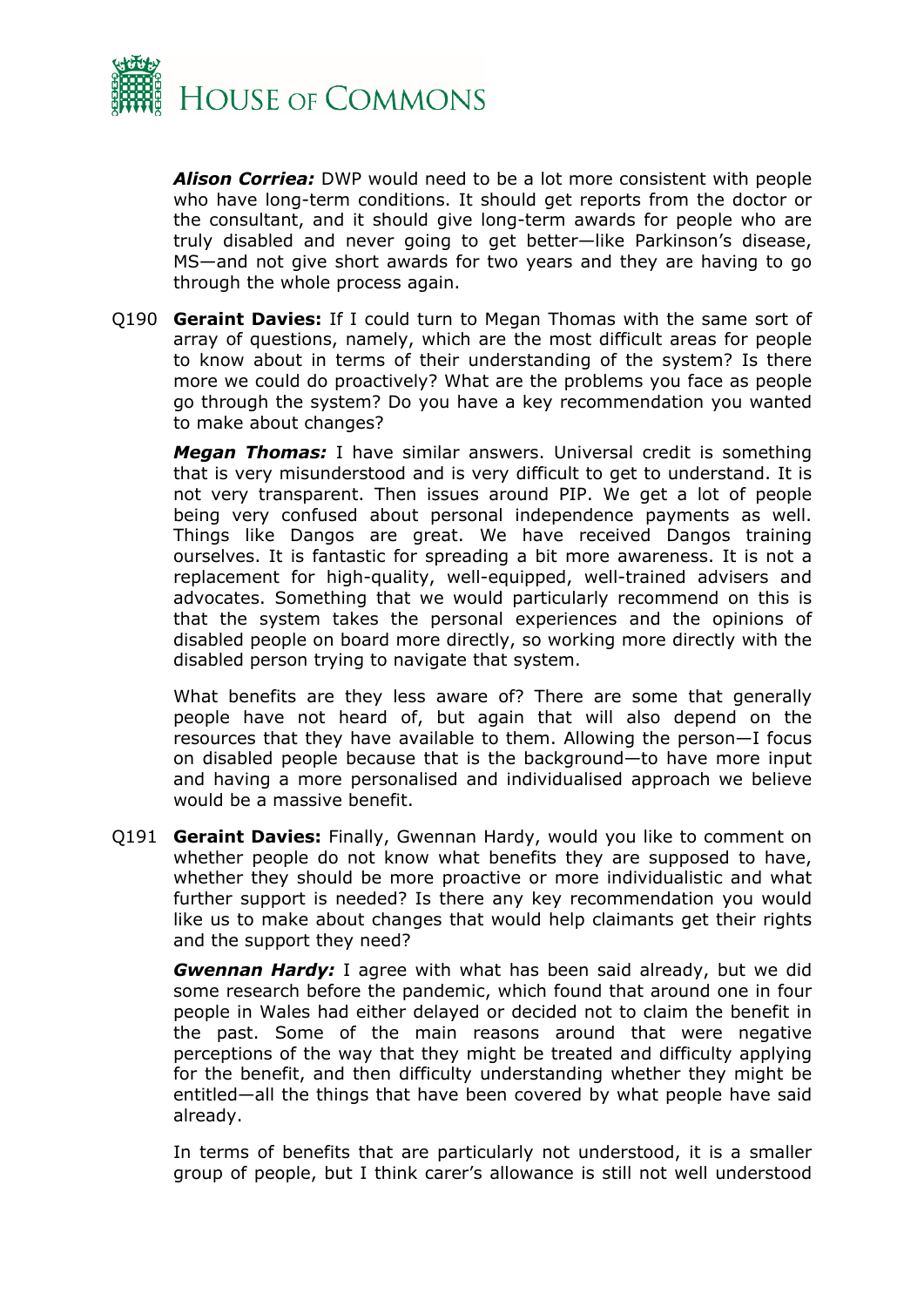***Alison Corriea:*** DWP would need to be a lot more consistent with people who have long-term conditions. It should get reports from the doctor or the consultant, and it should give long-term awards for people who are truly disabled and never going to get better—like Parkinson's disease, MS—and not give short awards for two years and they are having to go through the whole process again.

Q190 **Geraint Davies:** If I could turn to Megan Thomas with the same sort of array of questions, namely, which are the most difficult areas for people to know about in terms of their understanding of the system? Is there more we could do proactively? What are the problems you face as people go through the system? Do you have a key recommendation you wanted to make about changes?

***Megan Thomas:*** I have similar answers. Universal credit is something that is very misunderstood and is very difficult to get to understand. It is not very transparent. Then issues around PIP. We get a lot of people being very confused about personal independence payments as well. Things like Dangos are great. We have received Dangos training ourselves. It is fantastic for spreading a bit more awareness. It is not a replacement for high-quality, well-equipped, well-trained advisers and advocates. Something that we would particularly recommend on this is that the system takes the personal experiences and the opinions of disabled people on board more directly, so working more directly with the disabled person trying to navigate that system.

What benefits are they less aware of? There are some that generally people have not heard of, but again that will also depend on the resources that they have available to them. Allowing the person—I focus on disabled people because that is the background—to have more input and having a more personalised and individualised approach we believe would be a massive benefit.

Q191 **Geraint Davies:** Finally, Gwennan Hardy, would you like to comment on whether people do not know what benefits they are supposed to have, whether they should be more proactive or more individualistic and what further support is needed? Is there any key recommendation you would like us to make about changes that would help claimants get their rights and the support they need?

***Gwennan Hardy:*** I agree with what has been said already, but we did some research before the pandemic, which found that around one in four people in Wales had either delayed or decided not to claim the benefit in the past. Some of the main reasons around that were negative perceptions of the way that they might be treated and difficulty applying for the benefit, and then difficulty understanding whether they might be entitled—all the things that have been covered by what people have said already.

In terms of benefits that are particularly not understood, it is a smaller group of people, but I think carer's allowance is still not well understood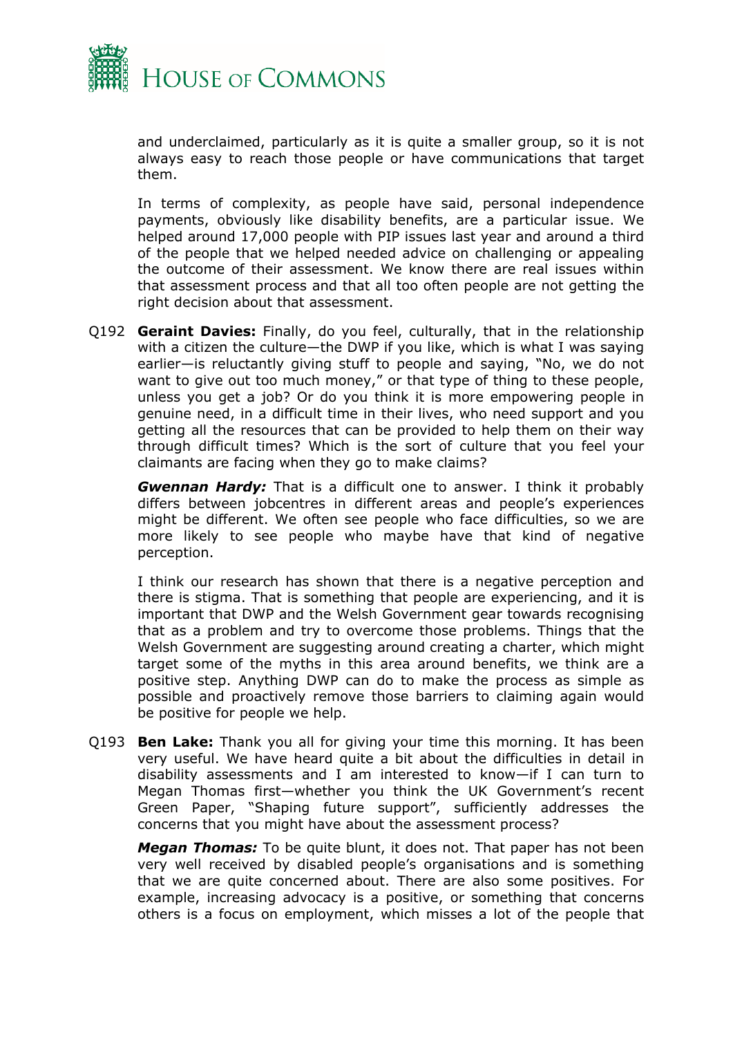and underclaimed, particularly as it is quite a smaller group, so it is not always easy to reach those people or have communications that target them.

In terms of complexity, as people have said, personal independence payments, obviously like disability benefits, are a particular issue. We helped around 17,000 people with PIP issues last year and around a third of the people that we helped needed advice on challenging or appealing the outcome of their assessment. We know there are real issues within that assessment process and that all too often people are not getting the right decision about that assessment.

Q192 **Geraint Davies:** Finally, do you feel, culturally, that in the relationship with a citizen the culture—the DWP if you like, which is what I was saying earlier—is reluctantly giving stuff to people and saying, "No, we do not want to give out too much money," or that type of thing to these people, unless you get a job? Or do you think it is more empowering people in genuine need, in a difficult time in their lives, who need support and you getting all the resources that can be provided to help them on their way through difficult times? Which is the sort of culture that you feel your claimants are facing when they go to make claims?

***Gwennan Hardy:*** That is a difficult one to answer. I think it probably differs between jobcentres in different areas and people's experiences might be different. We often see people who face difficulties, so we are more likely to see people who maybe have that kind of negative perception.

I think our research has shown that there is a negative perception and there is stigma. That is something that people are experiencing, and it is important that DWP and the Welsh Government gear towards recognising that as a problem and try to overcome those problems. Things that the Welsh Government are suggesting around creating a charter, which might target some of the myths in this area around benefits, we think are a positive step. Anything DWP can do to make the process as simple as possible and proactively remove those barriers to claiming again would be positive for people we help.

Q193 **Ben Lake:** Thank you all for giving your time this morning. It has been very useful. We have heard quite a bit about the difficulties in detail in disability assessments and I am interested to know—if I can turn to Megan Thomas first—whether you think the UK Government's recent Green Paper, "Shaping future support", sufficiently addresses the concerns that you might have about the assessment process?

***Megan Thomas:*** To be quite blunt, it does not. That paper has not been very well received by disabled people's organisations and is something that we are quite concerned about. There are also some positives. For example, increasing advocacy is a positive, or something that concerns others is a focus on employment, which misses a lot of the people that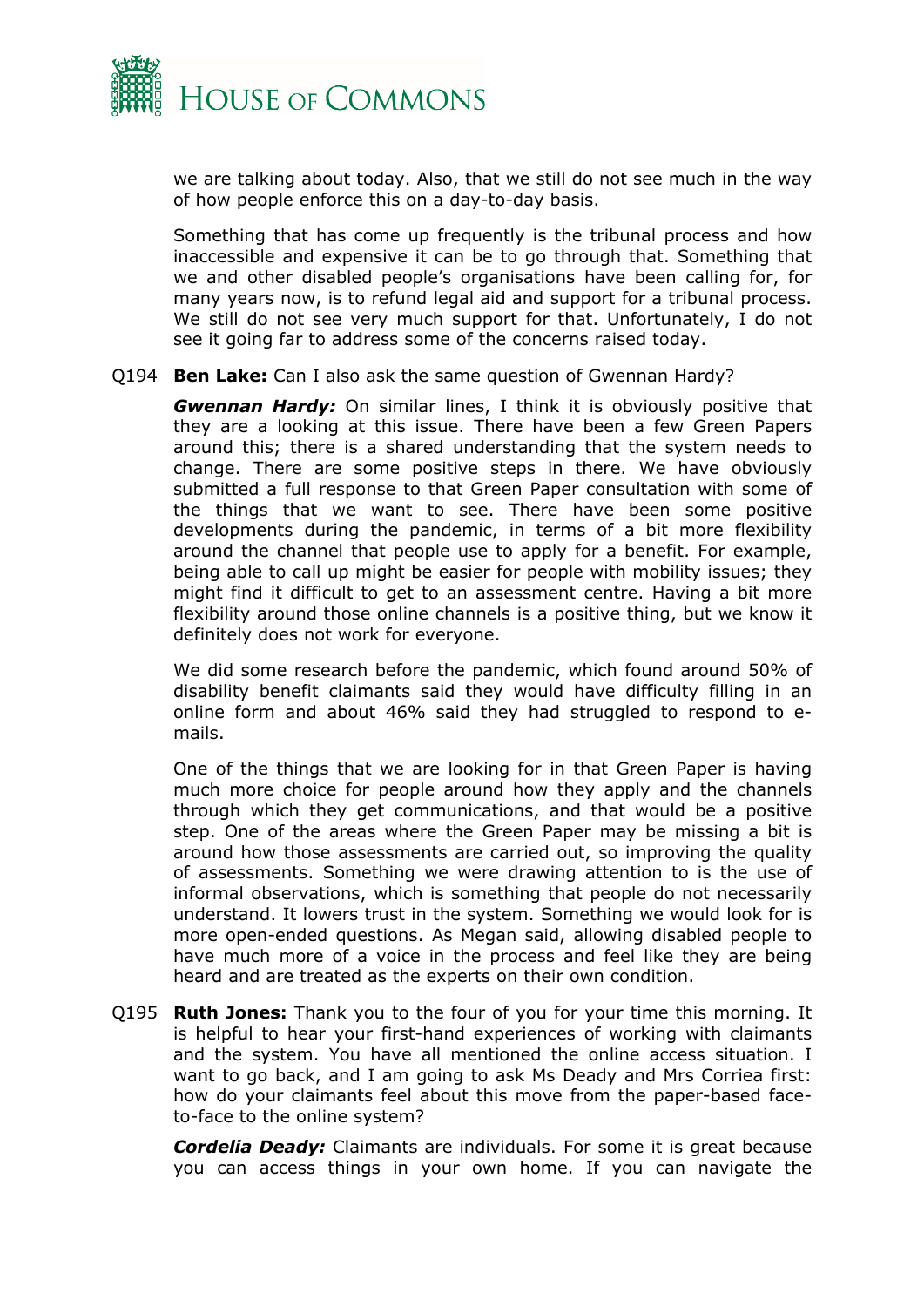we are talking about today. Also, that we still do not see much in the way of how people enforce this on a day-to-day basis.

Something that has come up frequently is the tribunal process and how inaccessible and expensive it can be to go through that. Something that we and other disabled people's organisations have been calling for, for many years now, is to refund legal aid and support for a tribunal process. We still do not see very much support for that. Unfortunately, I do not see it going far to address some of the concerns raised today.

Q194 **Ben Lake:** Can I also ask the same question of Gwennan Hardy?

***Gwennan Hardy:*** On similar lines, I think it is obviously positive that they are a looking at this issue. There have been a few Green Papers around this; there is a shared understanding that the system needs to change. There are some positive steps in there. We have obviously submitted a full response to that Green Paper consultation with some of the things that we want to see. There have been some positive developments during the pandemic, in terms of a bit more flexibility around the channel that people use to apply for a benefit. For example, being able to call up might be easier for people with mobility issues; they might find it difficult to get to an assessment centre. Having a bit more flexibility around those online channels is a positive thing, but we know it definitely does not work for everyone.

We did some research before the pandemic, which found around 50% of disability benefit claimants said they would have difficulty filling in an online form and about 46% said they had struggled to respond to e-mails.

One of the things that we are looking for in that Green Paper is having much more choice for people around how they apply and the channels through which they get communications, and that would be a positive step. One of the areas where the Green Paper may be missing a bit is around how those assessments are carried out, so improving the quality of assessments. Something we were drawing attention to is the use of informal observations, which is something that people do not necessarily understand. It lowers trust in the system. Something we would look for is more open-ended questions. As Megan said, allowing disabled people to have much more of a voice in the process and feel like they are being heard and are treated as the experts on their own condition.

Q195 **Ruth Jones:** Thank you to the four of you for your time this morning. It is helpful to hear your first-hand experiences of working with claimants and the system. You have all mentioned the online access situation. I want to go back, and I am going to ask Ms Deady and Mrs Corriea first: how do your claimants feel about this move from the paper-based face-to-face to the online system?

***Cordelia Deady:*** Claimants are individuals. For some it is great because you can access things in your own home. If you can navigate the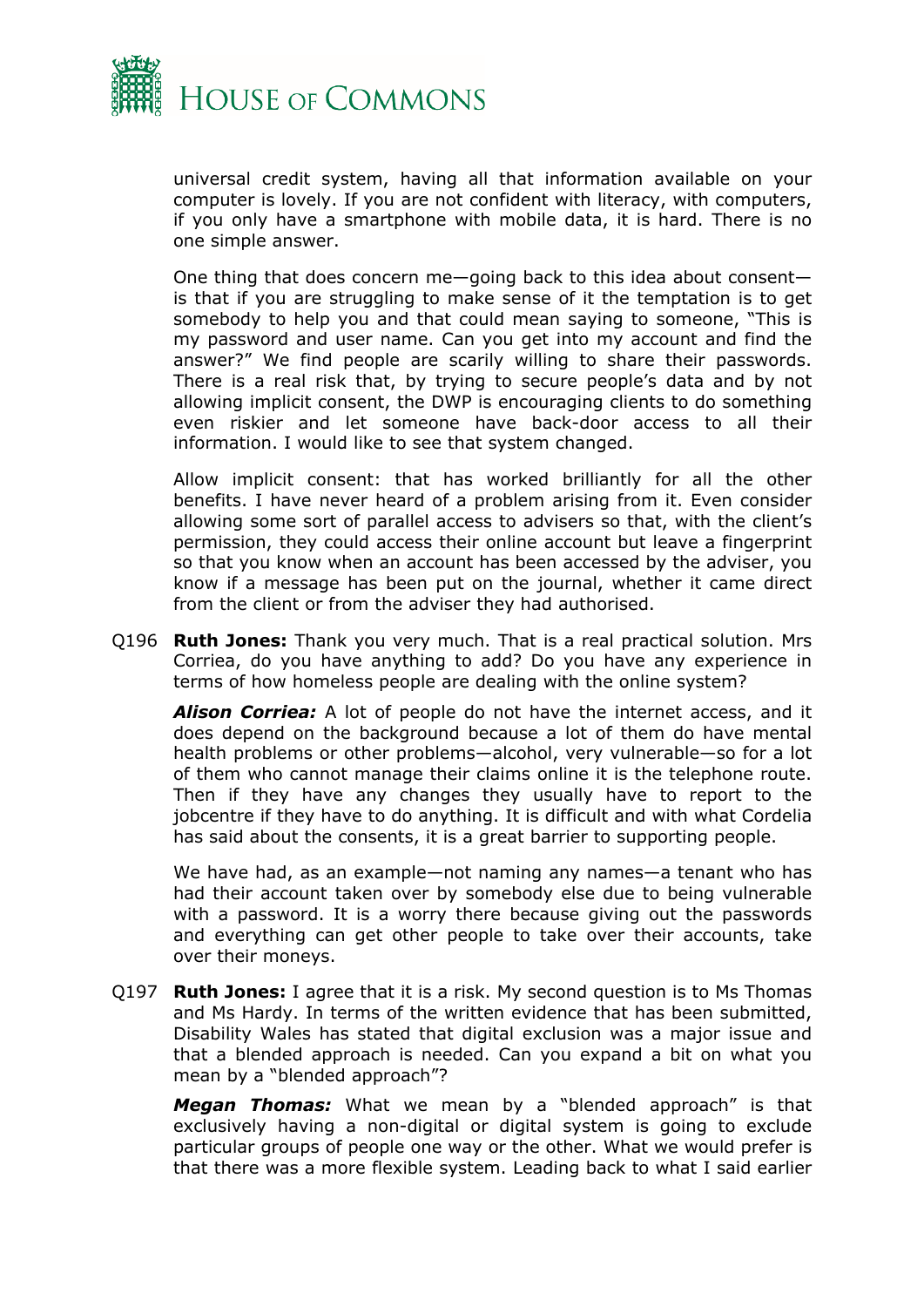universal credit system, having all that information available on your computer is lovely. If you are not confident with literacy, with computers, if you only have a smartphone with mobile data, it is hard. There is no one simple answer.

One thing that does concern me—going back to this idea about consent—is that if you are struggling to make sense of it the temptation is to get somebody to help you and that could mean saying to someone, "This is my password and user name. Can you get into my account and find the answer?" We find people are scarily willing to share their passwords. There is a real risk that, by trying to secure people's data and by not allowing implicit consent, the DWP is encouraging clients to do something even riskier and let someone have back-door access to all their information. I would like to see that system changed.

Allow implicit consent: that has worked brilliantly for all the other benefits. I have never heard of a problem arising from it. Even consider allowing some sort of parallel access to advisers so that, with the client's permission, they could access their online account but leave a fingerprint so that you know when an account has been accessed by the adviser, you know if a message has been put on the journal, whether it came direct from the client or from the adviser they had authorised.

Q196 **Ruth Jones:** Thank you very much. That is a real practical solution. Mrs Corriea, do you have anything to add? Do you have any experience in terms of how homeless people are dealing with the online system?

***Alison Corriea:*** A lot of people do not have the internet access, and it does depend on the background because a lot of them do have mental health problems or other problems—alcohol, very vulnerable—so for a lot of them who cannot manage their claims online it is the telephone route. Then if they have any changes they usually have to report to the jobcentre if they have to do anything. It is difficult and with what Cordelia has said about the consents, it is a great barrier to supporting people.

We have had, as an example—not naming any names—a tenant who has had their account taken over by somebody else due to being vulnerable with a password. It is a worry there because giving out the passwords and everything can get other people to take over their accounts, take over their moneys.

Q197 **Ruth Jones:** I agree that it is a risk. My second question is to Ms Thomas and Ms Hardy. In terms of the written evidence that has been submitted, Disability Wales has stated that digital exclusion was a major issue and that a blended approach is needed. Can you expand a bit on what you mean by a "blended approach"?

***Megan Thomas:*** What we mean by a "blended approach" is that exclusively having a non-digital or digital system is going to exclude particular groups of people one way or the other. What we would prefer is that there was a more flexible system. Leading back to what I said earlier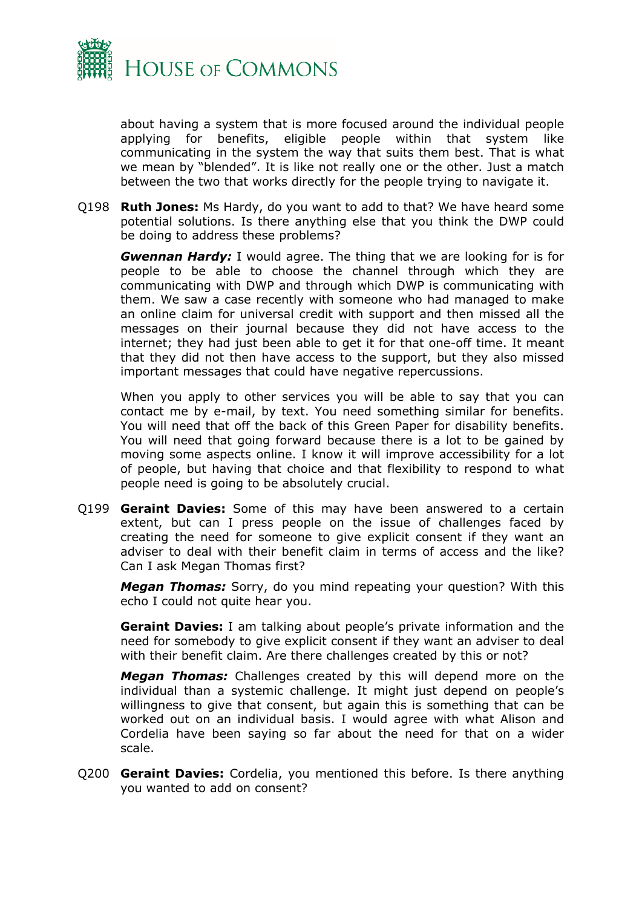about having a system that is more focused around the individual people applying for benefits, eligible people within that system like communicating in the system the way that suits them best. That is what we mean by "blended". It is like not really one or the other. Just a match between the two that works directly for the people trying to navigate it.

Q198 **Ruth Jones:** Ms Hardy, do you want to add to that? We have heard some potential solutions. Is there anything else that you think the DWP could be doing to address these problems?

***Gwennan Hardy:*** I would agree. The thing that we are looking for is for people to be able to choose the channel through which they are communicating with DWP and through which DWP is communicating with them. We saw a case recently with someone who had managed to make an online claim for universal credit with support and then missed all the messages on their journal because they did not have access to the internet; they had just been able to get it for that one-off time. It meant that they did not then have access to the support, but they also missed important messages that could have negative repercussions.

When you apply to other services you will be able to say that you can contact me by e-mail, by text. You need something similar for benefits. You will need that off the back of this Green Paper for disability benefits. You will need that going forward because there is a lot to be gained by moving some aspects online. I know it will improve accessibility for a lot of people, but having that choice and that flexibility to respond to what people need is going to be absolutely crucial.

Q199 **Geraint Davies:** Some of this may have been answered to a certain extent, but can I press people on the issue of challenges faced by creating the need for someone to give explicit consent if they want an adviser to deal with their benefit claim in terms of access and the like? Can I ask Megan Thomas first?

***Megan Thomas:*** Sorry, do you mind repeating your question? With this echo I could not quite hear you.

**Geraint Davies:** I am talking about people's private information and the need for somebody to give explicit consent if they want an adviser to deal with their benefit claim. Are there challenges created by this or not?

***Megan Thomas:*** Challenges created by this will depend more on the individual than a systemic challenge. It might just depend on people's willingness to give that consent, but again this is something that can be worked out on an individual basis. I would agree with what Alison and Cordelia have been saying so far about the need for that on a wider scale.

Q200 **Geraint Davies:** Cordelia, you mentioned this before. Is there anything you wanted to add on consent?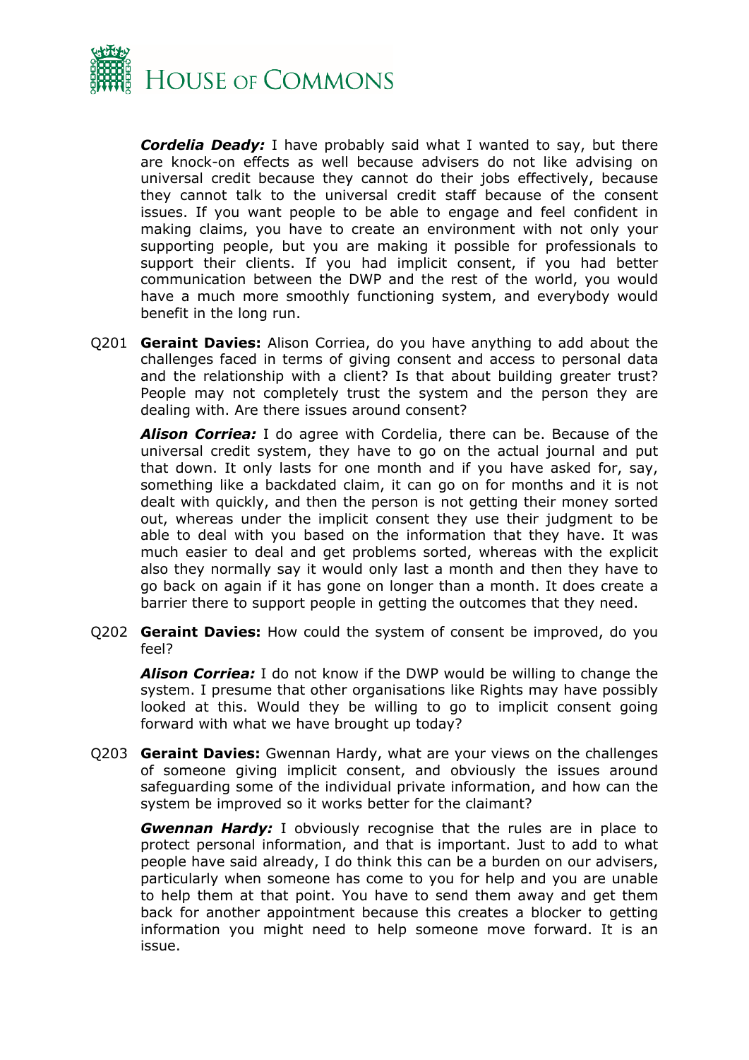***Cordelia Deady:*** I have probably said what I wanted to say, but there are knock-on effects as well because advisers do not like advising on universal credit because they cannot do their jobs effectively, because they cannot talk to the universal credit staff because of the consent issues. If you want people to be able to engage and feel confident in making claims, you have to create an environment with not only your supporting people, but you are making it possible for professionals to support their clients. If you had implicit consent, if you had better communication between the DWP and the rest of the world, you would have a much more smoothly functioning system, and everybody would benefit in the long run.

Q201 **Geraint Davies:** Alison Corriea, do you have anything to add about the challenges faced in terms of giving consent and access to personal data and the relationship with a client? Is that about building greater trust? People may not completely trust the system and the person they are dealing with. Are there issues around consent?

***Alison Corriea:*** I do agree with Cordelia, there can be. Because of the universal credit system, they have to go on the actual journal and put that down. It only lasts for one month and if you have asked for, say, something like a backdated claim, it can go on for months and it is not dealt with quickly, and then the person is not getting their money sorted out, whereas under the implicit consent they use their judgment to be able to deal with you based on the information that they have. It was much easier to deal and get problems sorted, whereas with the explicit also they normally say it would only last a month and then they have to go back on again if it has gone on longer than a month. It does create a barrier there to support people in getting the outcomes that they need.

Q202 **Geraint Davies:** How could the system of consent be improved, do you feel?

***Alison Corriea:*** I do not know if the DWP would be willing to change the system. I presume that other organisations like Rights may have possibly looked at this. Would they be willing to go to implicit consent going forward with what we have brought up today?

Q203 **Geraint Davies:** Gwennan Hardy, what are your views on the challenges of someone giving implicit consent, and obviously the issues around safeguarding some of the individual private information, and how can the system be improved so it works better for the claimant?

***Gwennan Hardy:*** I obviously recognise that the rules are in place to protect personal information, and that is important. Just to add to what people have said already, I do think this can be a burden on our advisers, particularly when someone has come to you for help and you are unable to help them at that point. You have to send them away and get them back for another appointment because this creates a blocker to getting information you might need to help someone move forward. It is an issue.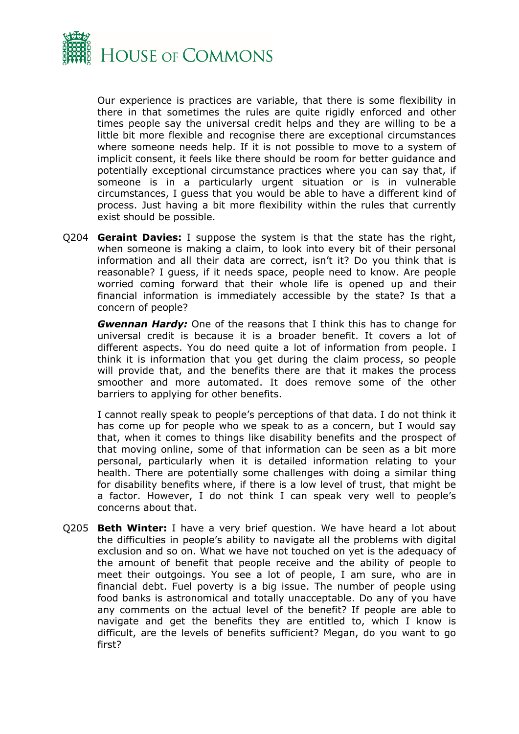Our experience is practices are variable, that there is some flexibility in there in that sometimes the rules are quite rigidly enforced and other times people say the universal credit helps and they are willing to be a little bit more flexible and recognise there are exceptional circumstances where someone needs help. If it is not possible to move to a system of implicit consent, it feels like there should be room for better guidance and potentially exceptional circumstance practices where you can say that, if someone is in a particularly urgent situation or is in vulnerable circumstances, I guess that you would be able to have a different kind of process. Just having a bit more flexibility within the rules that currently exist should be possible.

Q204 **Geraint Davies:** I suppose the system is that the state has the right, when someone is making a claim, to look into every bit of their personal information and all their data are correct, isn't it? Do you think that is reasonable? I guess, if it needs space, people need to know. Are people worried coming forward that their whole life is opened up and their financial information is immediately accessible by the state? Is that a concern of people?

***Gwennan Hardy:*** One of the reasons that I think this has to change for universal credit is because it is a broader benefit. It covers a lot of different aspects. You do need quite a lot of information from people. I think it is information that you get during the claim process, so people will provide that, and the benefits there are that it makes the process smoother and more automated. It does remove some of the other barriers to applying for other benefits.

I cannot really speak to people's perceptions of that data. I do not think it has come up for people who we speak to as a concern, but I would say that, when it comes to things like disability benefits and the prospect of that moving online, some of that information can be seen as a bit more personal, particularly when it is detailed information relating to your health. There are potentially some challenges with doing a similar thing for disability benefits where, if there is a low level of trust, that might be a factor. However, I do not think I can speak very well to people's concerns about that.

Q205 **Beth Winter:** I have a very brief question. We have heard a lot about the difficulties in people's ability to navigate all the problems with digital exclusion and so on. What we have not touched on yet is the adequacy of the amount of benefit that people receive and the ability of people to meet their outgoings. You see a lot of people, I am sure, who are in financial debt. Fuel poverty is a big issue. The number of people using food banks is astronomical and totally unacceptable. Do any of you have any comments on the actual level of the benefit? If people are able to navigate and get the benefits they are entitled to, which I know is difficult, are the levels of benefits sufficient? Megan, do you want to go first?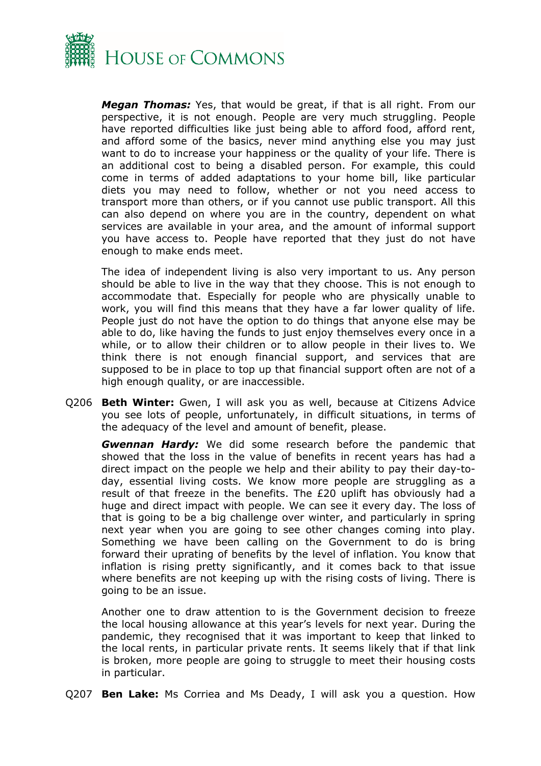***Megan Thomas:*** Yes, that would be great, if that is all right. From our perspective, it is not enough. People are very much struggling. People have reported difficulties like just being able to afford food, afford rent, and afford some of the basics, never mind anything else you may just want to do to increase your happiness or the quality of your life. There is an additional cost to being a disabled person. For example, this could come in terms of added adaptations to your home bill, like particular diets you may need to follow, whether or not you need access to transport more than others, or if you cannot use public transport. All this can also depend on where you are in the country, dependent on what services are available in your area, and the amount of informal support you have access to. People have reported that they just do not have enough to make ends meet.

The idea of independent living is also very important to us. Any person should be able to live in the way that they choose. This is not enough to accommodate that. Especially for people who are physically unable to work, you will find this means that they have a far lower quality of life. People just do not have the option to do things that anyone else may be able to do, like having the funds to just enjoy themselves every once in a while, or to allow their children or to allow people in their lives to. We think there is not enough financial support, and services that are supposed to be in place to top up that financial support often are not of a high enough quality, or are inaccessible.

Q206 **Beth Winter:** Gwen, I will ask you as well, because at Citizens Advice you see lots of people, unfortunately, in difficult situations, in terms of the adequacy of the level and amount of benefit, please.

***Gwennan Hardy:*** We did some research before the pandemic that showed that the loss in the value of benefits in recent years has had a direct impact on the people we help and their ability to pay their day-to-day, essential living costs. We know more people are struggling as a result of that freeze in the benefits. The £20 uplift has obviously had a huge and direct impact with people. We can see it every day. The loss of that is going to be a big challenge over winter, and particularly in spring next year when you are going to see other changes coming into play. Something we have been calling on the Government to do is bring forward their uprating of benefits by the level of inflation. You know that inflation is rising pretty significantly, and it comes back to that issue where benefits are not keeping up with the rising costs of living. There is going to be an issue.

Another one to draw attention to is the Government decision to freeze the local housing allowance at this year's levels for next year. During the pandemic, they recognised that it was important to keep that linked to the local rents, in particular private rents. It seems likely that if that link is broken, more people are going to struggle to meet their housing costs in particular.

Q207 **Ben Lake:** Ms Corriea and Ms Deady, I will ask you a question. How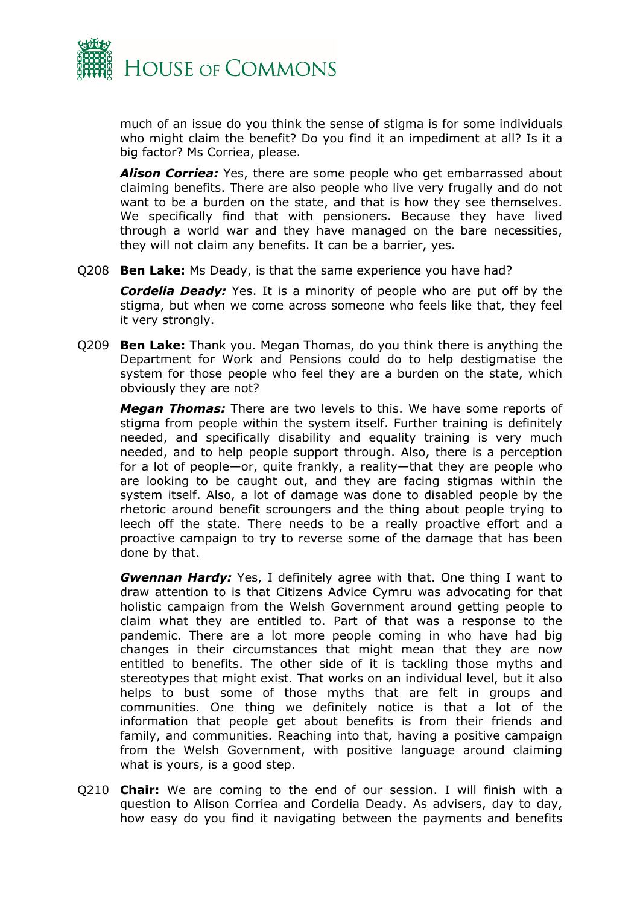much of an issue do you think the sense of stigma is for some individuals who might claim the benefit? Do you find it an impediment at all? Is it a big factor? Ms Corriea, please.

***Alison Corriea:*** Yes, there are some people who get embarrassed about claiming benefits. There are also people who live very frugally and do not want to be a burden on the state, and that is how they see themselves. We specifically find that with pensioners. Because they have lived through a world war and they have managed on the bare necessities, they will not claim any benefits. It can be a barrier, yes.

Q208 **Ben Lake:** Ms Deady, is that the same experience you have had?

***Cordelia Deady:*** Yes. It is a minority of people who are put off by the stigma, but when we come across someone who feels like that, they feel it very strongly.

Q209 **Ben Lake:** Thank you. Megan Thomas, do you think there is anything the Department for Work and Pensions could do to help destigmatise the system for those people who feel they are a burden on the state, which obviously they are not?

***Megan Thomas:*** There are two levels to this. We have some reports of stigma from people within the system itself. Further training is definitely needed, and specifically disability and equality training is very much needed, and to help people support through. Also, there is a perception for a lot of people—or, quite frankly, a reality—that they are people who are looking to be caught out, and they are facing stigmas within the system itself. Also, a lot of damage was done to disabled people by the rhetoric around benefit scroungers and the thing about people trying to leech off the state. There needs to be a really proactive effort and a proactive campaign to try to reverse some of the damage that has been done by that.

***Gwennan Hardy:*** Yes, I definitely agree with that. One thing I want to draw attention to is that Citizens Advice Cymru was advocating for that holistic campaign from the Welsh Government around getting people to claim what they are entitled to. Part of that was a response to the pandemic. There are a lot more people coming in who have had big changes in their circumstances that might mean that they are now entitled to benefits. The other side of it is tackling those myths and stereotypes that might exist. That works on an individual level, but it also helps to bust some of those myths that are felt in groups and communities. One thing we definitely notice is that a lot of the information that people get about benefits is from their friends and family, and communities. Reaching into that, having a positive campaign from the Welsh Government, with positive language around claiming what is yours, is a good step.

Q210 **Chair:** We are coming to the end of our session. I will finish with a question to Alison Corriea and Cordelia Deady. As advisers, day to day, how easy do you find it navigating between the payments and benefits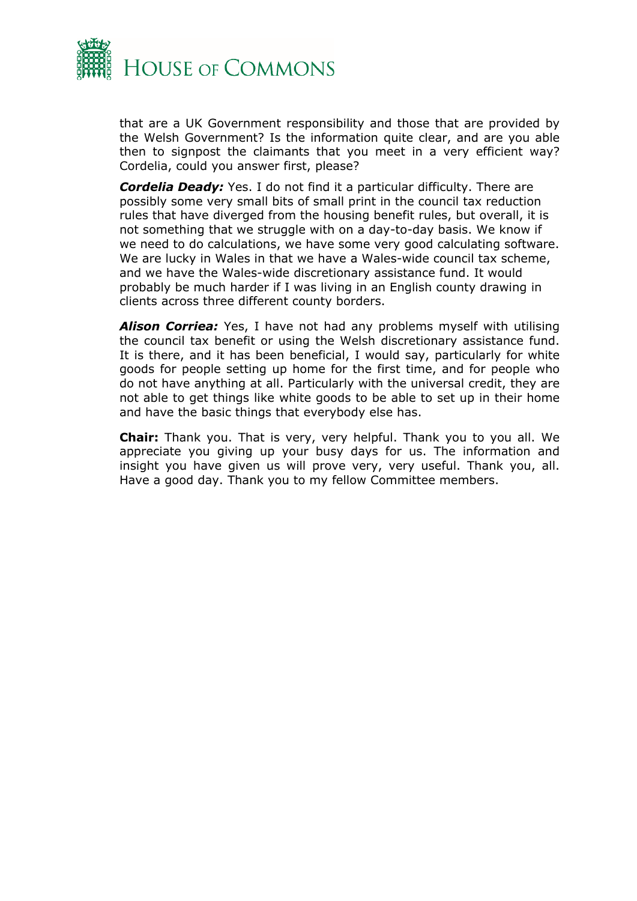that are a UK Government responsibility and those that are provided by the Welsh Government? Is the information quite clear, and are you able then to signpost the claimants that you meet in a very efficient way? Cordelia, could you answer first, please?

***Cordelia Deady:*** Yes. I do not find it a particular difficulty. There are possibly some very small bits of small print in the council tax reduction rules that have diverged from the housing benefit rules, but overall, it is not something that we struggle with on a day-to-day basis. We know if we need to do calculations, we have some very good calculating software. We are lucky in Wales in that we have a Wales-wide council tax scheme, and we have the Wales-wide discretionary assistance fund. It would probably be much harder if I was living in an English county drawing in clients across three different county borders.

***Alison Corriea:*** Yes, I have not had any problems myself with utilising the council tax benefit or using the Welsh discretionary assistance fund. It is there, and it has been beneficial, I would say, particularly for white goods for people setting up home for the first time, and for people who do not have anything at all. Particularly with the universal credit, they are not able to get things like white goods to be able to set up in their home and have the basic things that everybody else has.

**Chair:** Thank you. That is very, very helpful. Thank you to you all. We appreciate you giving up your busy days for us. The information and insight you have given us will prove very, very useful. Thank you, all. Have a good day. Thank you to my fellow Committee members.